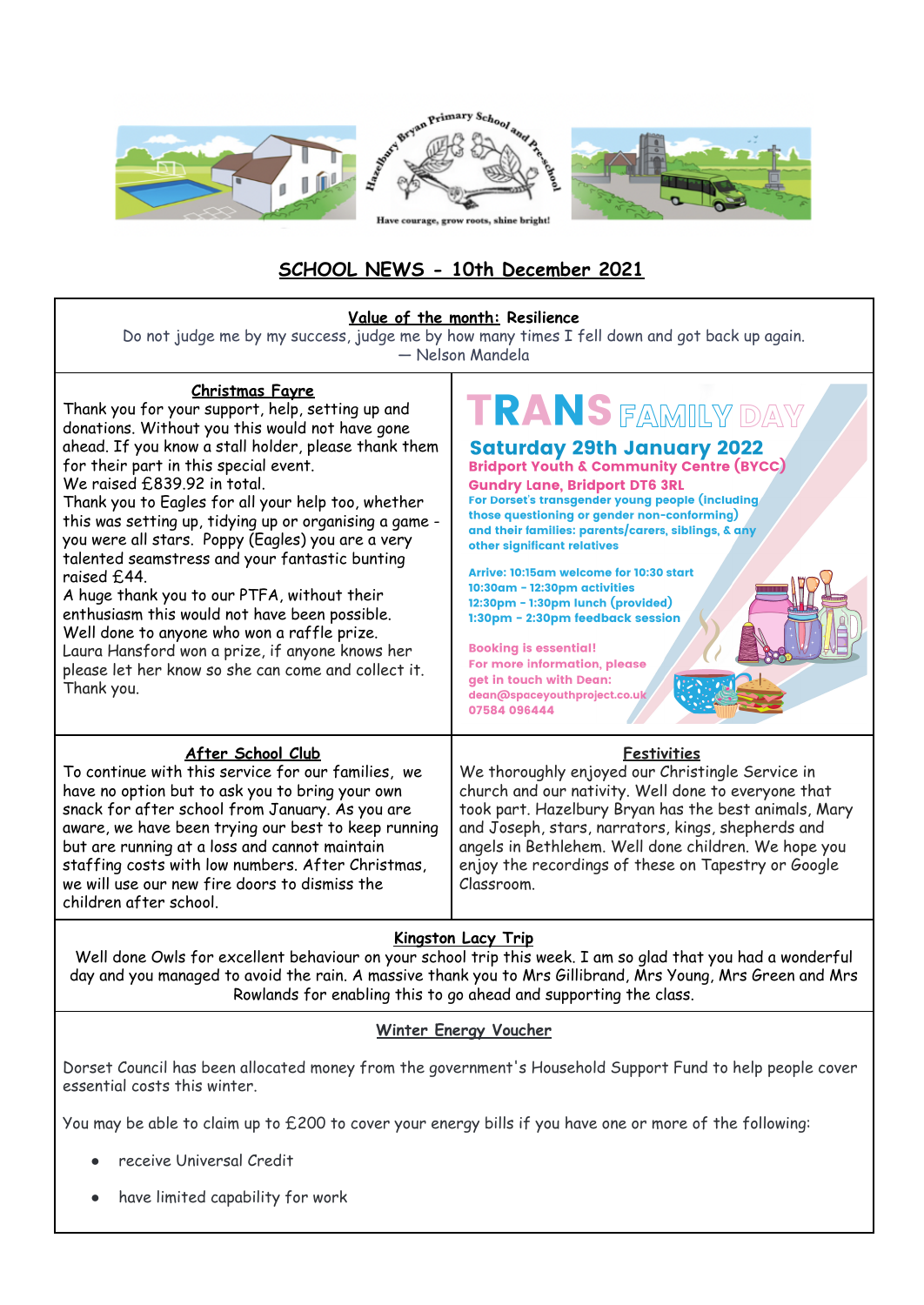Hazelbury Bryan Primary School and Pre-school

Have courage, grow roots, shine bright!

# SCHOOL NEWS - 10th December 2021

**Value of the month:** Resilience

Do not judge me by my success, judge me by how many times I fell down and got back up again.
— Nelson Mandela

## Christmas Fayre

Thank you for your support, help, setting up and donations. Without you this would not have gone ahead. If you know a stall holder, please thank them for their part in this special event.
We raised £839.92 in total.
Thank you to Eagles for all your help too, whether this was setting up, tidying up or organising a game - you were all stars. Poppy (Eagles) you are a very talented seamstress and your fantastic bunting raised £44.
A huge thank you to our PTFA, without their enthusiasm this would not have been possible.
Well done to anyone who won a raffle prize.
Laura Hansford won a prize, if anyone knows her please let her know so she can come and collect it.
Thank you.

## TRANS FAMILY DAY

**Saturday 29th January 2022**
**Bridport Youth & Community Centre (BYCC)**
**Gundry Lane, Bridport DT6 3RL**

For Dorset's transgender young people (including those questioning or gender non-conforming) and their families: parents/carers, siblings, & any other significant relatives

Arrive: 10:15am welcome for 10:30 start
10:30am - 12:30pm activities
12:30pm - 1:30pm lunch (provided)
1:30pm - 2:30pm feedback session

Booking is essential!
For more information, please get in touch with Dean:
dean@spaceyouthproject.co.uk
07584 096444

## After School Club

To continue with this service for our families, we have no option but to ask you to bring your own snack for after school from January. As you are aware, we have been trying our best to keep running but are running at a loss and cannot maintain staffing costs with low numbers. After Christmas, we will use our new fire doors to dismiss the children after school.

## Festivities

We thoroughly enjoyed our Christingle Service in church and our nativity. Well done to everyone that took part. Hazelbury Bryan has the best animals, Mary and Joseph, stars, narrators, kings, shepherds and angels in Bethlehem. Well done children. We hope you enjoy the recordings of these on Tapestry or Google Classroom.

## Kingston Lacy Trip

Well done Owls for excellent behaviour on your school trip this week. I am so glad that you had a wonderful day and you managed to avoid the rain. A massive thank you to Mrs Gillibrand, Mrs Young, Mrs Green and Mrs Rowlands for enabling this to go ahead and supporting the class.

## Winter Energy Voucher

Dorset Council has been allocated money from the government's Household Support Fund to help people cover essential costs this winter.

You may be able to claim up to £200 to cover your energy bills if you have one or more of the following:

- receive Universal Credit
- have limited capability for work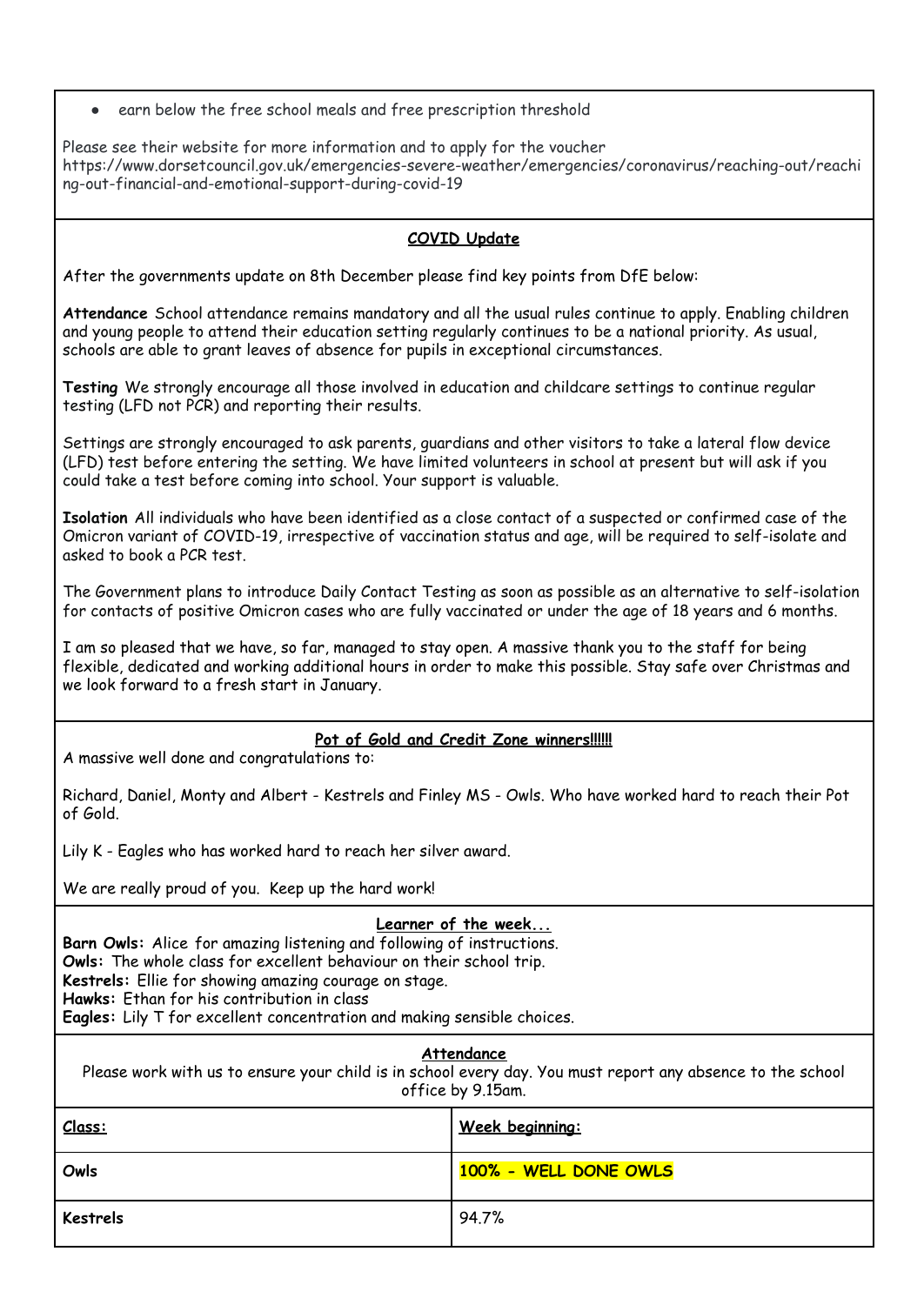- earn below the free school meals and free prescription threshold

Please see their website for more information and to apply for the voucher https://www.dorsetcouncil.gov.uk/emergencies-severe-weather/emergencies/coronavirus/reaching-out/reaching-out-financial-and-emotional-support-during-covid-19

## COVID Update

After the governments update on 8th December please find key points from DfE below:

**Attendance** School attendance remains mandatory and all the usual rules continue to apply. Enabling children and young people to attend their education setting regularly continues to be a national priority. As usual, schools are able to grant leaves of absence for pupils in exceptional circumstances.

**Testing** We strongly encourage all those involved in education and childcare settings to continue regular testing (LFD not PCR) and reporting their results.

Settings are strongly encouraged to ask parents, guardians and other visitors to take a lateral flow device (LFD) test before entering the setting. We have limited volunteers in school at present but will ask if you could take a test before coming into school. Your support is valuable.

**Isolation** All individuals who have been identified as a close contact of a suspected or confirmed case of the Omicron variant of COVID-19, irrespective of vaccination status and age, will be required to self-isolate and asked to book a PCR test.

The Government plans to introduce Daily Contact Testing as soon as possible as an alternative to self-isolation for contacts of positive Omicron cases who are fully vaccinated or under the age of 18 years and 6 months.

I am so pleased that we have, so far, managed to stay open. A massive thank you to the staff for being flexible, dedicated and working additional hours in order to make this possible. Stay safe over Christmas and we look forward to a fresh start in January.

## Pot of Gold and Credit Zone winners!!!!!!

A massive well done and congratulations to:

Richard, Daniel, Monty and Albert - Kestrels and Finley MS - Owls. Who have worked hard to reach their Pot of Gold.

Lily K - Eagles who has worked hard to reach her silver award.

We are really proud of you. Keep up the hard work!

## Learner of the week...

**Barn Owls:** Alice for amazing listening and following of instructions.
**Owls:** The whole class for excellent behaviour on their school trip.
**Kestrels:** Ellie for showing amazing courage on stage.
**Hawks:** Ethan for his contribution in class
**Eagles:** Lily T for excellent concentration and making sensible choices.

## Attendance

Please work with us to ensure your child is in school every day. You must report any absence to the school office by 9.15am.

| Class: | Week beginning: |
|---|---|
| **Owls** | **100% - WELL DONE OWLS** |
| **Kestrels** | 94.7% |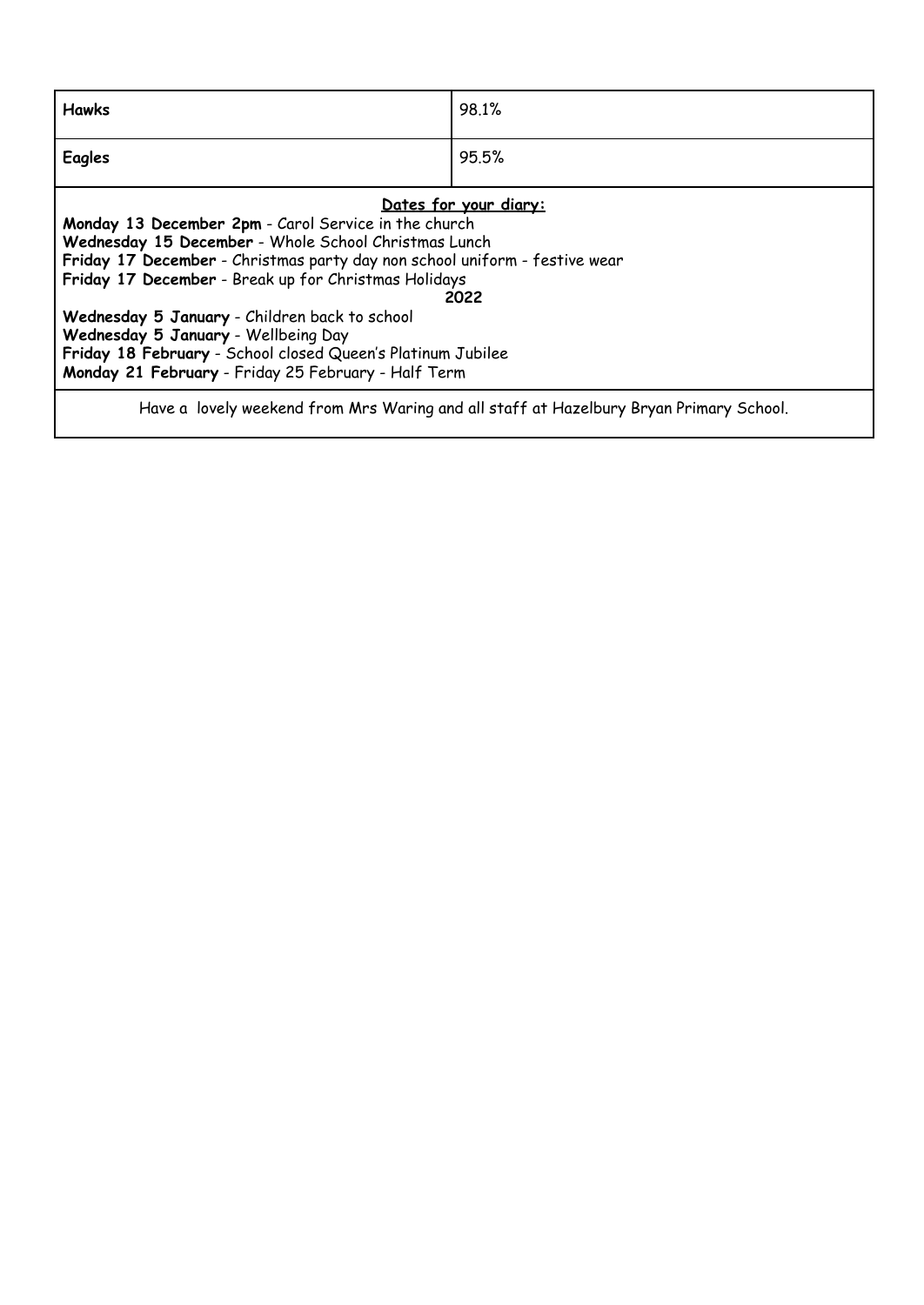| | |
|---|---|
| **Hawks** | 98.1% |
| **Eagles** | 95.5% |

**Dates for your diary:**

**Monday 13 December 2pm** - Carol Service in the church
**Wednesday 15 December** - Whole School Christmas Lunch
**Friday 17 December** - Christmas party day non school uniform - festive wear
**Friday 17 December** - Break up for Christmas Holidays

**2022**

**Wednesday 5 January** - Children back to school
**Wednesday 5 January** - Wellbeing Day
**Friday 18 February** - School closed Queen's Platinum Jubilee
**Monday 21 February** - Friday 25 February - Half Term

Have a lovely weekend from Mrs Waring and all staff at Hazelbury Bryan Primary School.